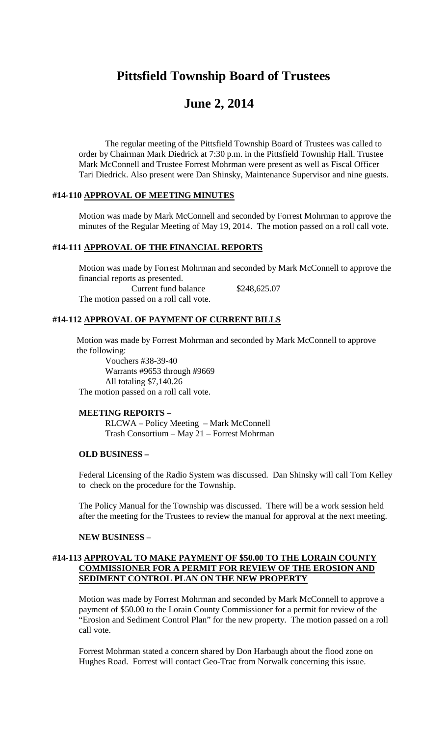# Pittsfield Township Board of Trustees

# June 2, 2014

The regular meeting of the Pittsfield Township Board of Trustees was called to order by Chairman Mark Diedrick at 7:30 p.m. in the Pittsfield Township Hall. Trustee Mark McConnell and Trustee Forrest Mohrman were present as well as Fiscal Officer Tari Diedrick. Also present were Dan Shinsky, Maintenance Supervisor and nine guests.

### #14-110 **APPROVAL OF MEETING MINUTES**

Motion was made by Mark McConnell and seconded by Forrest Mohrman to approve the minutes of the Regular Meeting of May 19, 2014. The motion passed on a roll call vote.

### #14-111 **APPROVAL OF THE FINANCIAL REPORTS**

Motion was made by Forrest Mohrman and seconded by Mark McConnell to approve the financial reports as presented.

Current fund balance $248,625.07

The motion passed on a roll call vote.

### #14-112 **APPROVAL OF PAYMENT OF CURRENT BILLS**

Motion was made by Forrest Mohrman and seconded by Mark McConnell to approve the following:

Vouchers #38-39-40
Warrants #9653 through #9669
All totaling $7,140.26

The motion passed on a roll call vote.

**MEETING REPORTS –**

RLCWA – Policy Meeting – Mark McConnell
Trash Consortium – May 21 – Forrest Mohrman

**OLD BUSINESS –**

Federal Licensing of the Radio System was discussed. Dan Shinsky will call Tom Kelley to check on the procedure for the Township.

The Policy Manual for the Township was discussed. There will be a work session held after the meeting for the Trustees to review the manual for approval at the next meeting.

**NEW BUSINESS** –

### #14-113 **APPROVAL TO MAKE PAYMENT OF $50.00 TO THE LORAIN COUNTY COMMISSIONER FOR A PERMIT FOR REVIEW OF THE EROSION AND SEDIMENT CONTROL PLAN ON THE NEW PROPERTY**

Motion was made by Forrest Mohrman and seconded by Mark McConnell to approve a payment of $50.00 to the Lorain County Commissioner for a permit for review of the "Erosion and Sediment Control Plan" for the new property. The motion passed on a roll call vote.

Forrest Mohrman stated a concern shared by Don Harbaugh about the flood zone on Hughes Road. Forrest will contact Geo-Trac from Norwalk concerning this issue.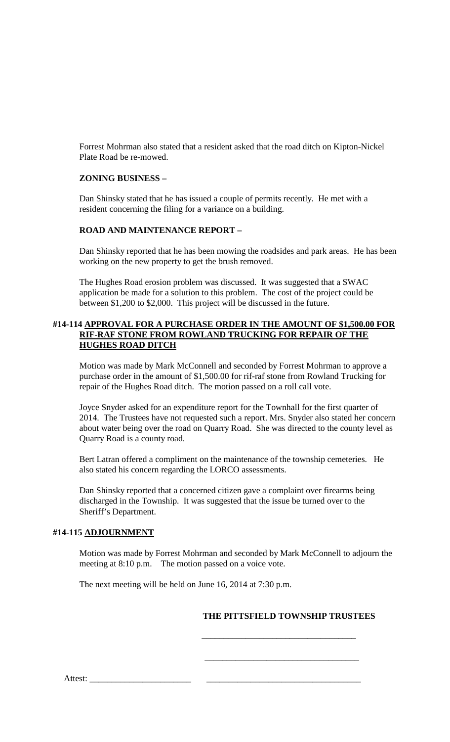Forrest Mohrman also stated that a resident asked that the road ditch on Kipton-Nickel Plate Road be re-mowed.

**ZONING BUSINESS –**

Dan Shinsky stated that he has issued a couple of permits recently. He met with a resident concerning the filing for a variance on a building.

**ROAD AND MAINTENANCE REPORT –**

Dan Shinsky reported that he has been mowing the roadsides and park areas. He has been working on the new property to get the brush removed.

The Hughes Road erosion problem was discussed. It was suggested that a SWAC application be made for a solution to this problem. The cost of the project could be between $1,200 to $2,000. This project will be discussed in the future.

**#14-114 <u>APPROVAL FOR A PURCHASE ORDER IN THE AMOUNT OF $1,500.00 FOR RIF-RAF STONE FROM ROWLAND TRUCKING FOR REPAIR OF THE HUGHES ROAD DITCH</u>**

Motion was made by Mark McConnell and seconded by Forrest Mohrman to approve a purchase order in the amount of $1,500.00 for rif-raf stone from Rowland Trucking for repair of the Hughes Road ditch. The motion passed on a roll call vote.

Joyce Snyder asked for an expenditure report for the Townhall for the first quarter of 2014. The Trustees have not requested such a report. Mrs. Snyder also stated her concern about water being over the road on Quarry Road. She was directed to the county level as Quarry Road is a county road.

Bert Latran offered a compliment on the maintenance of the township cemeteries. He also stated his concern regarding the LORCO assessments.

Dan Shinsky reported that a concerned citizen gave a complaint over firearms being discharged in the Township. It was suggested that the issue be turned over to the Sheriff's Department.

**#14-115 <u>ADJOURNMENT</u>**

Motion was made by Forrest Mohrman and seconded by Mark McConnell to adjourn the meeting at 8:10 p.m. The motion passed on a voice vote.

The next meeting will be held on June 16, 2014 at 7:30 p.m.

**THE PITTSFIELD TOWNSHIP TRUSTEES**

\_\_\_\_\_\_\_\_\_\_\_\_\_\_\_\_\_\_\_\_\_\_\_\_\_\_\_\_\_\_\_\_\_\_\_

\_\_\_\_\_\_\_\_\_\_\_\_\_\_\_\_\_\_\_\_\_\_\_\_\_\_\_\_\_\_\_\_\_\_\_

Attest: \_\_\_\_\_\_\_\_\_\_\_\_\_\_\_\_\_\_\_\_\_\_\_ \_\_\_\_\_\_\_\_\_\_\_\_\_\_\_\_\_\_\_\_\_\_\_\_\_\_\_\_\_\_\_\_\_\_\_